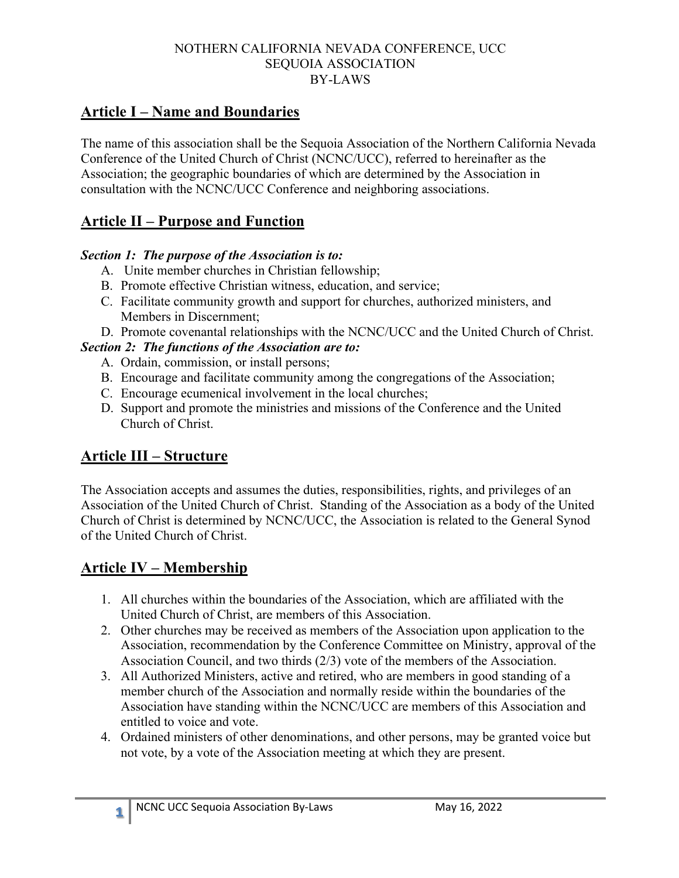NOTHERN CALIFORNIA NEVADA CONFERENCE, UCC
SEQUOIA ASSOCIATION
BY-LAWS

## Article I – Name and Boundaries

The name of this association shall be the Sequoia Association of the Northern California Nevada Conference of the United Church of Christ (NCNC/UCC), referred to hereinafter as the Association; the geographic boundaries of which are determined by the Association in consultation with the NCNC/UCC Conference and neighboring associations.

## Article II – Purpose and Function

***Section 1: The purpose of the Association is to:***

A. Unite member churches in Christian fellowship;
B. Promote effective Christian witness, education, and service;
C. Facilitate community growth and support for churches, authorized ministers, and Members in Discernment;
D. Promote covenantal relationships with the NCNC/UCC and the United Church of Christ.

***Section 2: The functions of the Association are to:***

A. Ordain, commission, or install persons;
B. Encourage and facilitate community among the congregations of the Association;
C. Encourage ecumenical involvement in the local churches;
D. Support and promote the ministries and missions of the Conference and the United Church of Christ.

## Article III – Structure

The Association accepts and assumes the duties, responsibilities, rights, and privileges of an Association of the United Church of Christ. Standing of the Association as a body of the United Church of Christ is determined by NCNC/UCC, the Association is related to the General Synod of the United Church of Christ.

## Article IV – Membership

1. All churches within the boundaries of the Association, which are affiliated with the United Church of Christ, are members of this Association.
2. Other churches may be received as members of the Association upon application to the Association, recommendation by the Conference Committee on Ministry, approval of the Association Council, and two thirds (2/3) vote of the members of the Association.
3. All Authorized Ministers, active and retired, who are members in good standing of a member church of the Association and normally reside within the boundaries of the Association have standing within the NCNC/UCC are members of this Association and entitled to voice and vote.
4. Ordained ministers of other denominations, and other persons, may be granted voice but not vote, by a vote of the Association meeting at which they are present.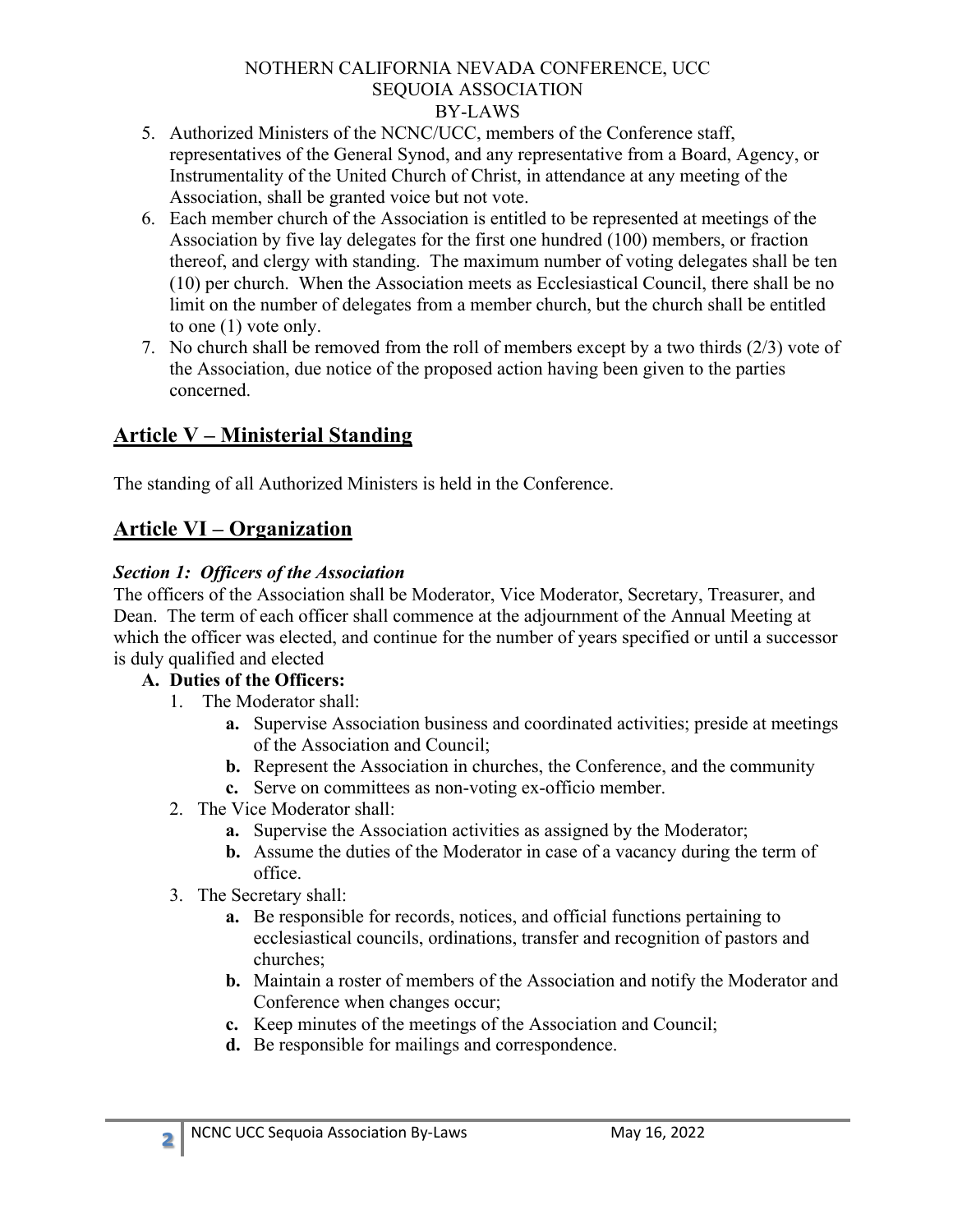5. Authorized Ministers of the NCNC/UCC, members of the Conference staff, representatives of the General Synod, and any representative from a Board, Agency, or Instrumentality of the United Church of Christ, in attendance at any meeting of the Association, shall be granted voice but not vote.
6. Each member church of the Association is entitled to be represented at meetings of the Association by five lay delegates for the first one hundred (100) members, or fraction thereof, and clergy with standing. The maximum number of voting delegates shall be ten (10) per church. When the Association meets as Ecclesiastical Council, there shall be no limit on the number of delegates from a member church, but the church shall be entitled to one (1) vote only.
7. No church shall be removed from the roll of members except by a two thirds (2/3) vote of the Association, due notice of the proposed action having been given to the parties concerned.

## Article V – Ministerial Standing

The standing of all Authorized Ministers is held in the Conference.

## Article VI – Organization

***Section 1: Officers of the Association***

The officers of the Association shall be Moderator, Vice Moderator, Secretary, Treasurer, and Dean. The term of each officer shall commence at the adjournment of the Annual Meeting at which the officer was elected, and continue for the number of years specified or until a successor is duly qualified and elected

**A. Duties of the Officers:**

1. The Moderator shall:
   - **a.** Supervise Association business and coordinated activities; preside at meetings of the Association and Council;
   - **b.** Represent the Association in churches, the Conference, and the community
   - **c.** Serve on committees as non-voting ex-officio member.
2. The Vice Moderator shall:
   - **a.** Supervise the Association activities as assigned by the Moderator;
   - **b.** Assume the duties of the Moderator in case of a vacancy during the term of office.
3. The Secretary shall:
   - **a.** Be responsible for records, notices, and official functions pertaining to ecclesiastical councils, ordinations, transfer and recognition of pastors and churches;
   - **b.** Maintain a roster of members of the Association and notify the Moderator and Conference when changes occur;
   - **c.** Keep minutes of the meetings of the Association and Council;
   - **d.** Be responsible for mailings and correspondence.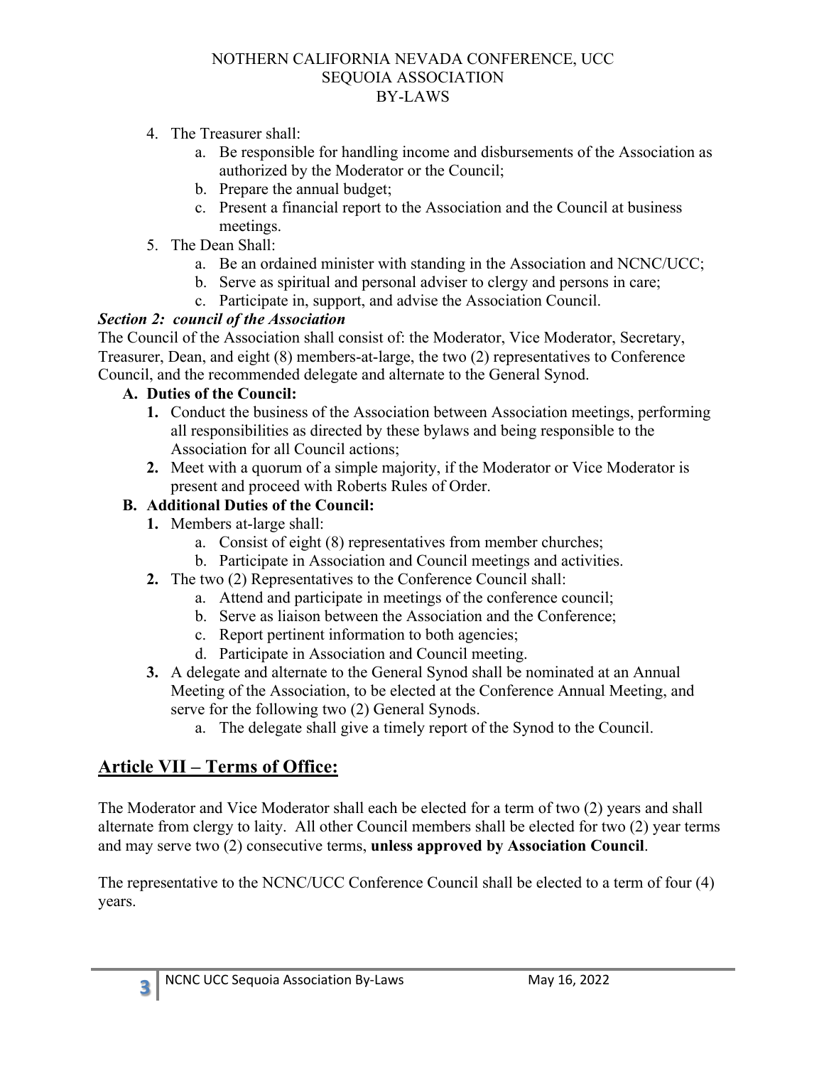4. The Treasurer shall:
    a. Be responsible for handling income and disbursements of the Association as authorized by the Moderator or the Council;
    b. Prepare the annual budget;
    c. Present a financial report to the Association and the Council at business meetings.
5. The Dean Shall:
    a. Be an ordained minister with standing in the Association and NCNC/UCC;
    b. Serve as spiritual and personal adviser to clergy and persons in care;
    c. Participate in, support, and advise the Association Council.

***Section 2: council of the Association***

The Council of the Association shall consist of: the Moderator, Vice Moderator, Secretary, Treasurer, Dean, and eight (8) members-at-large, the two (2) representatives to Conference Council, and the recommended delegate and alternate to the General Synod.

**A. Duties of the Council:**

1. Conduct the business of the Association between Association meetings, performing all responsibilities as directed by these bylaws and being responsible to the Association for all Council actions;
2. Meet with a quorum of a simple majority, if the Moderator or Vice Moderator is present and proceed with Roberts Rules of Order.

**B. Additional Duties of the Council:**

1. Members at-large shall:
    a. Consist of eight (8) representatives from member churches;
    b. Participate in Association and Council meetings and activities.
2. The two (2) Representatives to the Conference Council shall:
    a. Attend and participate in meetings of the conference council;
    b. Serve as liaison between the Association and the Conference;
    c. Report pertinent information to both agencies;
    d. Participate in Association and Council meeting.
3. A delegate and alternate to the General Synod shall be nominated at an Annual Meeting of the Association, to be elected at the Conference Annual Meeting, and serve for the following two (2) General Synods.
    a. The delegate shall give a timely report of the Synod to the Council.

## Article VII – Terms of Office:

The Moderator and Vice Moderator shall each be elected for a term of two (2) years and shall alternate from clergy to laity. All other Council members shall be elected for two (2) year terms and may serve two (2) consecutive terms, **unless approved by Association Council**.

The representative to the NCNC/UCC Conference Council shall be elected to a term of four (4) years.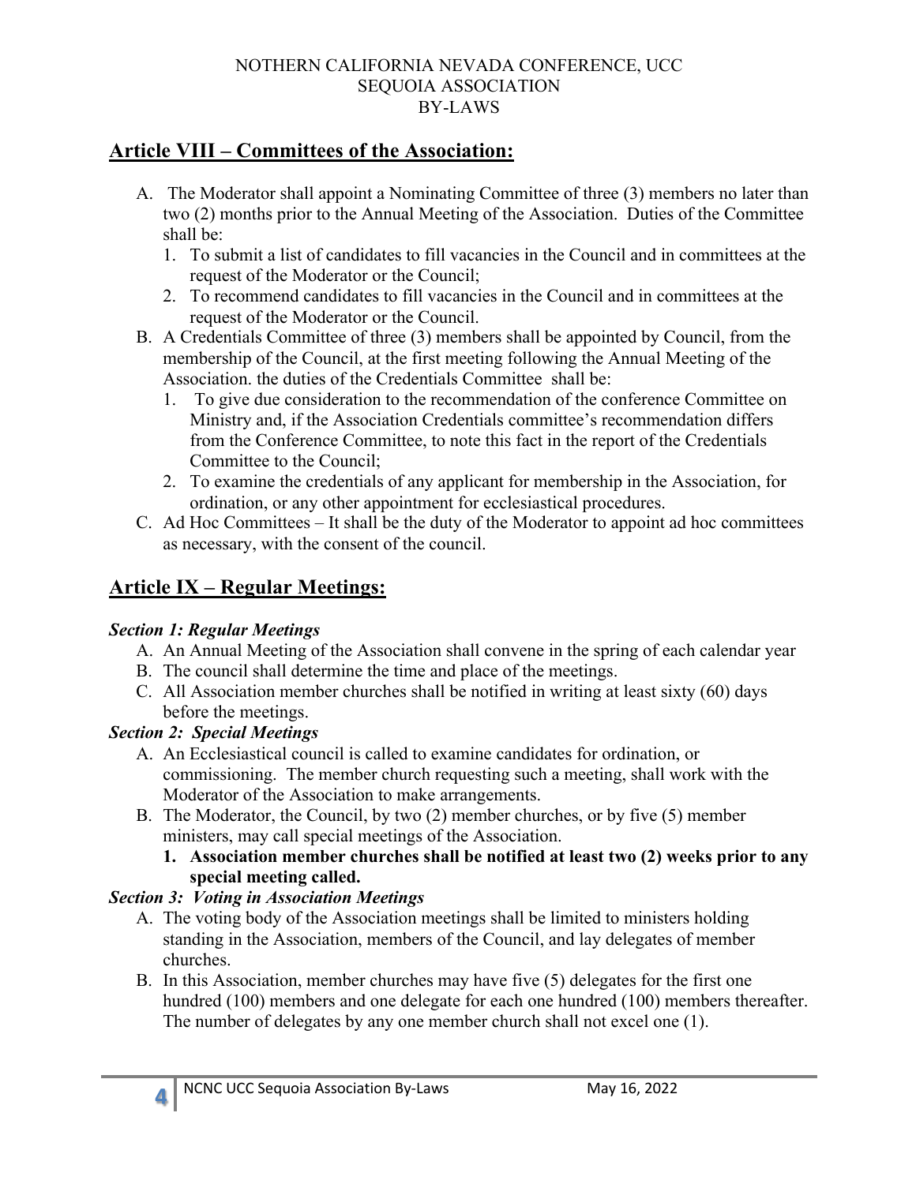## Article VIII – Committees of the Association:

A. The Moderator shall appoint a Nominating Committee of three (3) members no later than two (2) months prior to the Annual Meeting of the Association. Duties of the Committee shall be:
   1. To submit a list of candidates to fill vacancies in the Council and in committees at the request of the Moderator or the Council;
   2. To recommend candidates to fill vacancies in the Council and in committees at the request of the Moderator or the Council.

B. A Credentials Committee of three (3) members shall be appointed by Council, from the membership of the Council, at the first meeting following the Annual Meeting of the Association. the duties of the Credentials Committee shall be:
   1. To give due consideration to the recommendation of the conference Committee on Ministry and, if the Association Credentials committee's recommendation differs from the Conference Committee, to note this fact in the report of the Credentials Committee to the Council;
   2. To examine the credentials of any applicant for membership in the Association, for ordination, or any other appointment for ecclesiastical procedures.

C. Ad Hoc Committees – It shall be the duty of the Moderator to appoint ad hoc committees as necessary, with the consent of the council.

## Article IX – Regular Meetings:

***Section 1: Regular Meetings***

A. An Annual Meeting of the Association shall convene in the spring of each calendar year
B. The council shall determine the time and place of the meetings.
C. All Association member churches shall be notified in writing at least sixty (60) days before the meetings.

***Section 2: Special Meetings***

A. An Ecclesiastical council is called to examine candidates for ordination, or commissioning. The member church requesting such a meeting, shall work with the Moderator of the Association to make arrangements.
B. The Moderator, the Council, by two (2) member churches, or by five (5) member ministers, may call special meetings of the Association.
   1. **Association member churches shall be notified at least two (2) weeks prior to any special meeting called.**

***Section 3: Voting in Association Meetings***

A. The voting body of the Association meetings shall be limited to ministers holding standing in the Association, members of the Council, and lay delegates of member churches.
B. In this Association, member churches may have five (5) delegates for the first one hundred (100) members and one delegate for each one hundred (100) members thereafter. The number of delegates by any one member church shall not excel one (1).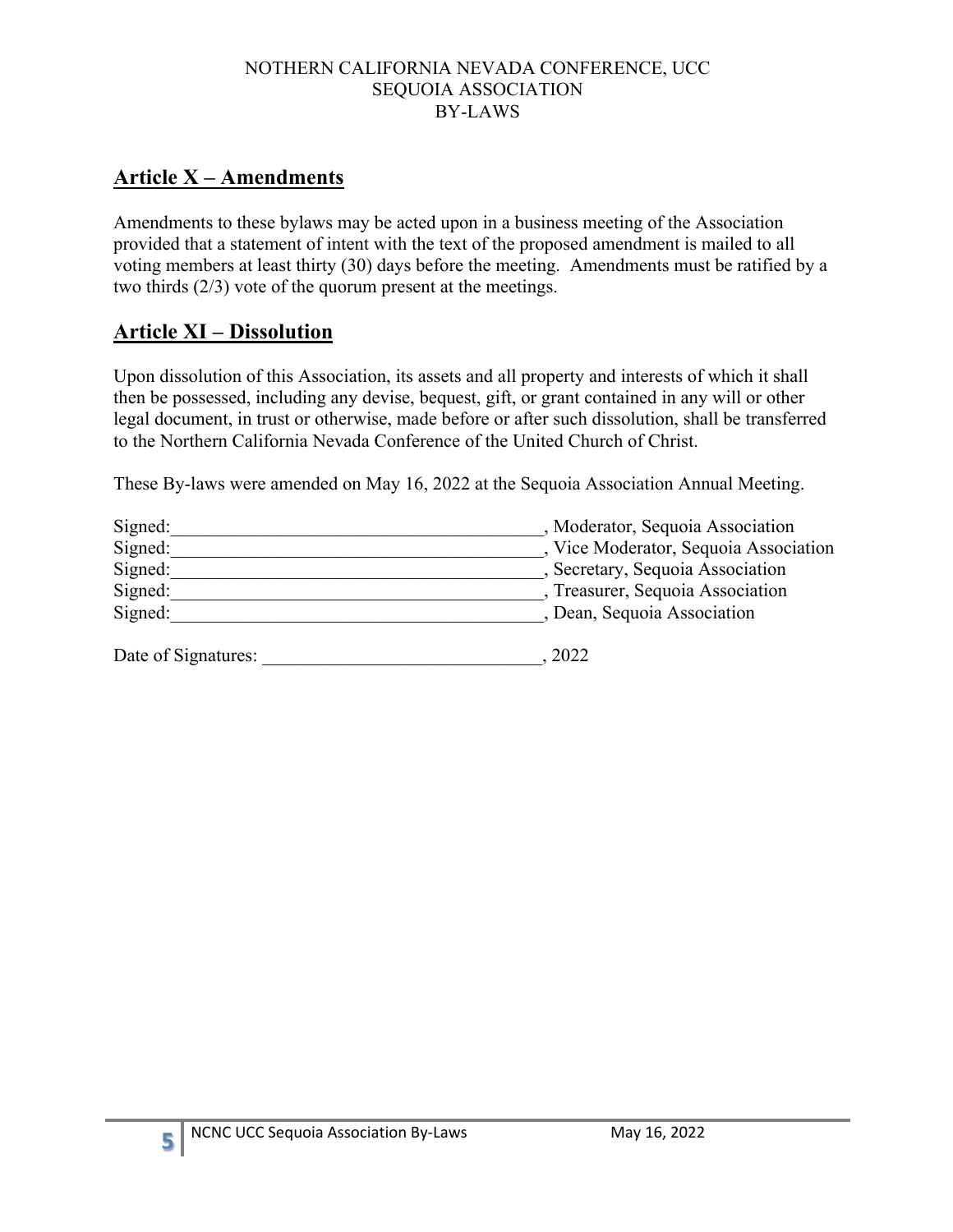## Article X – Amendments

Amendments to these bylaws may be acted upon in a business meeting of the Association provided that a statement of intent with the text of the proposed amendment is mailed to all voting members at least thirty (30) days before the meeting. Amendments must be ratified by a two thirds (2/3) vote of the quorum present at the meetings.

## Article XI – Dissolution

Upon dissolution of this Association, its assets and all property and interests of which it shall then be possessed, including any devise, bequest, gift, or grant contained in any will or other legal document, in trust or otherwise, made before or after such dissolution, shall be transferred to the Northern California Nevada Conference of the United Church of Christ.

These By-laws were amended on May 16, 2022 at the Sequoia Association Annual Meeting.

Signed:________________________________________, Moderator, Sequoia Association
Signed:________________________________________, Vice Moderator, Sequoia Association
Signed:________________________________________, Secretary, Sequoia Association
Signed:________________________________________, Treasurer, Sequoia Association
Signed:________________________________________, Dean, Sequoia Association

Date of Signatures: ______________________________, 2022